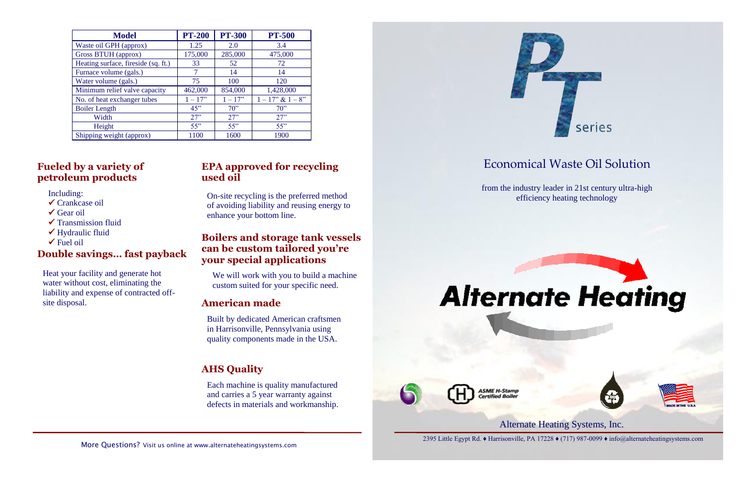| Model | PT-200 | PT-300 | PT-500 |
|---|---|---|---|
| Waste oil GPH (approx) | 1.25 | 2.0 | 3.4 |
| Gross BTUH (approx) | 175,000 | 285,000 | 475,000 |
| Heating surface, fireside (sq. ft.) | 33 | 52 | 72 |
| Furnace volume (gals.) | 7 | 14 | 14 |
| Water volume (gals.) | 75 | 100 | 120 |
| Minimum relief valve capacity | 462,000 | 854,000 | 1,428,000 |
| No. of heat exchanger tubes | 1 – 17" | 1 – 17" | 1 – 17" & 1 – 8" |
| Boiler Length | 45" | 70" | 70" |
| Width | 27" | 27" | 27" |
| Height | 55" | 55" | 55" |
| Shipping weight (approx) | 1100 | 1600 | 1900 |

## Fueled by a variety of petroleum products

Including:

- ✓ Crankcase oil
- ✓ Gear oil
- ✓ Transmission fluid
- ✓ Hydraulic fluid
- ✓ Fuel oil

## Double savings... fast payback

Heat your facility and generate hot water without cost, eliminating the liability and expense of contracted off-site disposal.

## EPA approved for recycling used oil

On-site recycling is the preferred method of avoiding liability and reusing energy to enhance your bottom line.

## Boilers and storage tank vessels can be custom tailored you're your special applications

We will work with you to build a machine custom suited for your specific need.

## American made

Built by dedicated American craftsmen in Harrisonville, Pennsylvania using quality components made in the USA.

## AHS Quality

Each machine is quality manufactured and carries a 5 year warranty against defects in materials and workmanship.

More Questions? Visit us online at www.alternateheatingsystems.com

# PT series

## Economical Waste Oil Solution

from the industry leader in 21st century ultra-high efficiency heating technology

# Alternate Heating

ASME H-Stamp Certified Boiler

MADE IN THE U.S.A

Alternate Heating Systems, Inc.

2395 Little Egypt Rd. ♦ Harrisonville, PA 17228 ♦ (717) 987-0099 ♦ info@alternateheatingsystems.com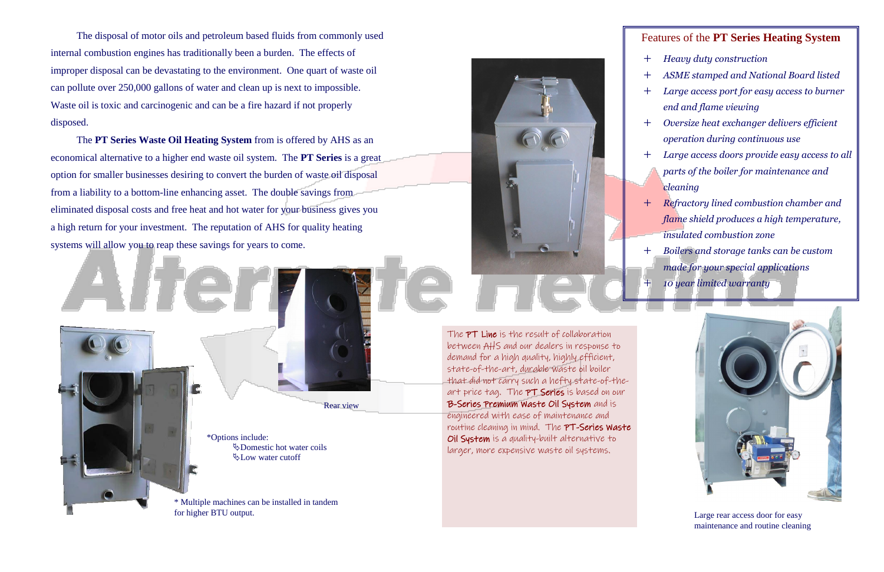The disposal of motor oils and petroleum based fluids from commonly used internal combustion engines has traditionally been a burden. The effects of improper disposal can be devastating to the environment. One quart of waste oil can pollute over 250,000 gallons of water and clean up is next to impossible. Waste oil is toxic and carcinogenic and can be a fire hazard if not properly disposed.

The **PT Series Waste Oil Heating System** from is offered by AHS as an economical alternative to a higher end waste oil system. The **PT Series** is a great option for smaller businesses desiring to convert the burden of waste oil disposal from a liability to a bottom-line enhancing asset. The double savings from eliminated disposal costs and free heat and hot water for your business gives you a high return for your investment. The reputation of AHS for quality heating systems will allow you to reap these savings for years to come.

## Features of the **PT Series Heating System**

- *Heavy duty construction*
- *ASME stamped and National Board listed*
- *Large access port for easy access to burner end and flame viewing*
- *Oversize heat exchanger delivers efficient operation during continuous use*
- *Large access doors provide easy access to all parts of the boiler for maintenance and cleaning*
- *Refractory lined combustion chamber and flame shield produces a high temperature, insulated combustion zone*
- *Boilers and storage tanks can be custom made for your special applications*
- *10 year limited warranty*

Rear view

*Options include:
- Domestic hot water coils
- Low water cutoff

* Multiple machines can be installed in tandem for higher BTU output.

The **PT Line** is the result of collaboration between AHS and our dealers in response to demand for a high quality, highly efficient, state-of-the-art, durable waste oil boiler that did not carry such a hefty state-of-the-art price tag. The **PT Series** is based on our **B-Series Premium Waste Oil System** and is engineered with ease of maintenance and routine cleaning in mind. The **PT-Series Waste Oil System** is a quality-built alternative to larger, more expensive waste oil systems.

Large rear access door for easy maintenance and routine cleaning